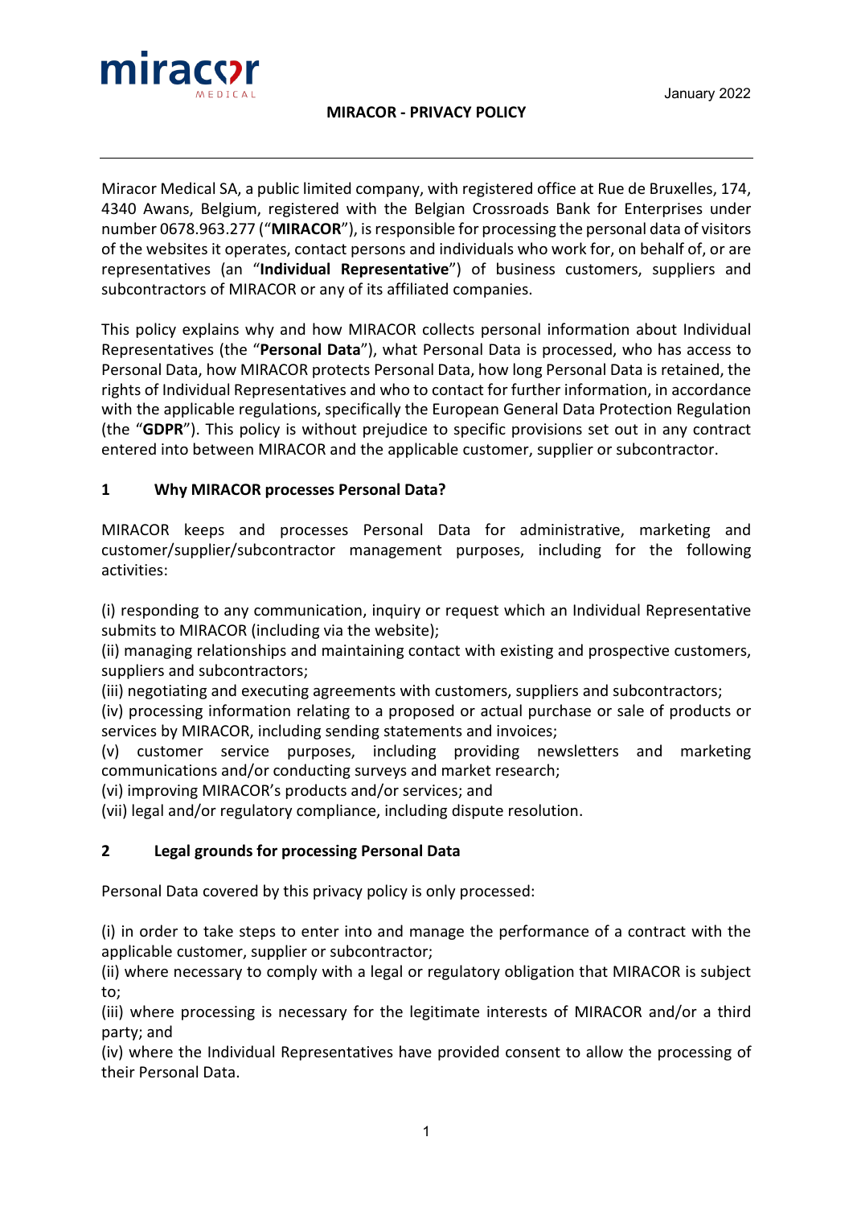January 2022

# MIRACOR - PRIVACY POLICY

Miracor Medical SA, a public limited company, with registered office at Rue de Bruxelles, 174, 4340 Awans, Belgium, registered with the Belgian Crossroads Bank for Enterprises under number 0678.963.277 ("**MIRACOR**"), is responsible for processing the personal data of visitors of the websites it operates, contact persons and individuals who work for, on behalf of, or are representatives (an "**Individual Representative**") of business customers, suppliers and subcontractors of MIRACOR or any of its affiliated companies.

This policy explains why and how MIRACOR collects personal information about Individual Representatives (the "**Personal Data**"), what Personal Data is processed, who has access to Personal Data, how MIRACOR protects Personal Data, how long Personal Data is retained, the rights of Individual Representatives and who to contact for further information, in accordance with the applicable regulations, specifically the European General Data Protection Regulation (the "**GDPR**"). This policy is without prejudice to specific provisions set out in any contract entered into between MIRACOR and the applicable customer, supplier or subcontractor.

## 1 Why MIRACOR processes Personal Data?

MIRACOR keeps and processes Personal Data for administrative, marketing and customer/supplier/subcontractor management purposes, including for the following activities:

(i) responding to any communication, inquiry or request which an Individual Representative submits to MIRACOR (including via the website);
(ii) managing relationships and maintaining contact with existing and prospective customers, suppliers and subcontractors;
(iii) negotiating and executing agreements with customers, suppliers and subcontractors;
(iv) processing information relating to a proposed or actual purchase or sale of products or services by MIRACOR, including sending statements and invoices;
(v) customer service purposes, including providing newsletters and marketing communications and/or conducting surveys and market research;
(vi) improving MIRACOR's products and/or services; and
(vii) legal and/or regulatory compliance, including dispute resolution.

## 2 Legal grounds for processing Personal Data

Personal Data covered by this privacy policy is only processed:

(i) in order to take steps to enter into and manage the performance of a contract with the applicable customer, supplier or subcontractor;
(ii) where necessary to comply with a legal or regulatory obligation that MIRACOR is subject to;
(iii) where processing is necessary for the legitimate interests of MIRACOR and/or a third party; and
(iv) where the Individual Representatives have provided consent to allow the processing of their Personal Data.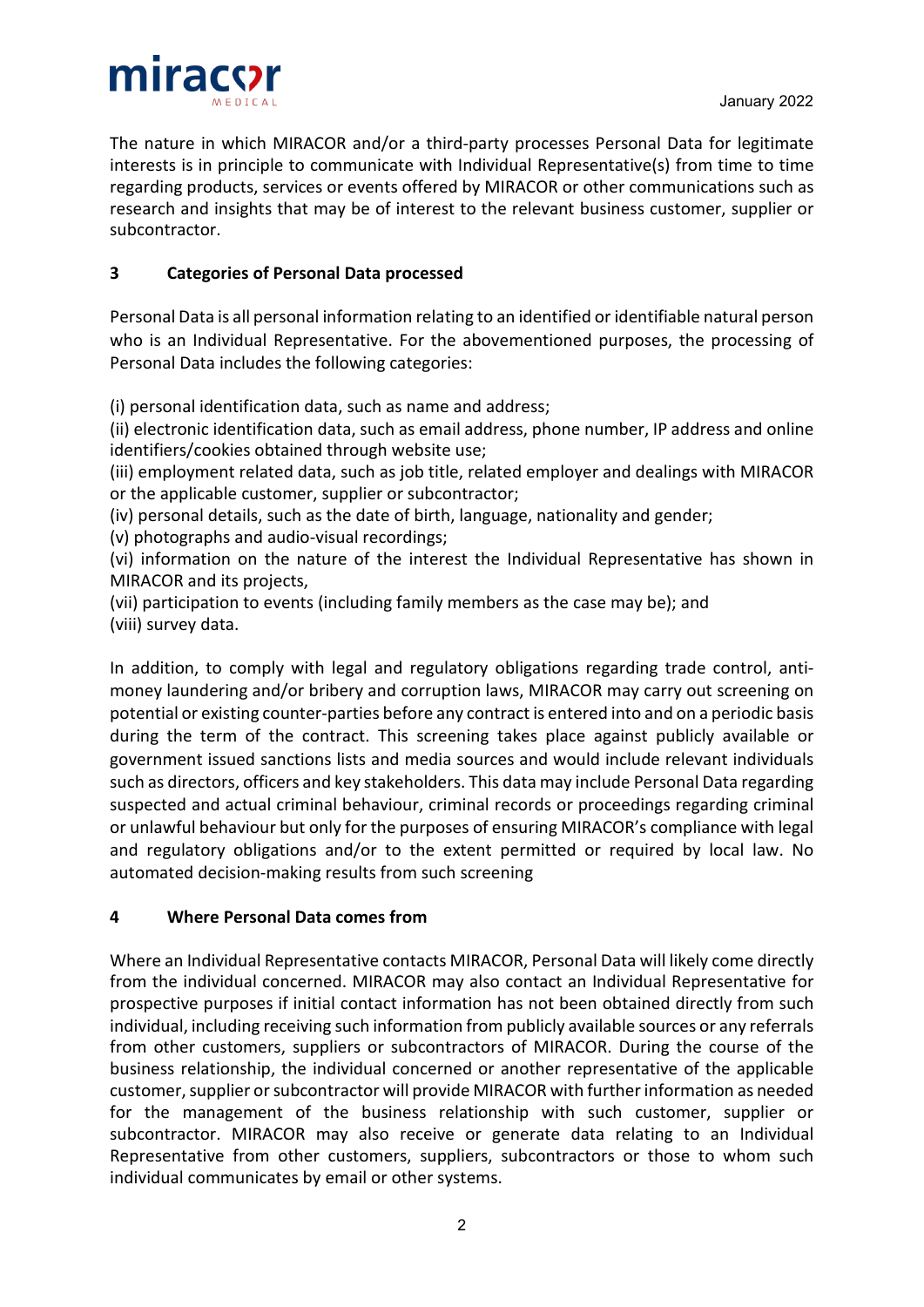The nature in which MIRACOR and/or a third-party processes Personal Data for legitimate interests is in principle to communicate with Individual Representative(s) from time to time regarding products, services or events offered by MIRACOR or other communications such as research and insights that may be of interest to the relevant business customer, supplier or subcontractor.

## 3 Categories of Personal Data processed

Personal Data is all personal information relating to an identified or identifiable natural person who is an Individual Representative. For the abovementioned purposes, the processing of Personal Data includes the following categories:

(i) personal identification data, such as name and address;
(ii) electronic identification data, such as email address, phone number, IP address and online identifiers/cookies obtained through website use;
(iii) employment related data, such as job title, related employer and dealings with MIRACOR or the applicable customer, supplier or subcontractor;
(iv) personal details, such as the date of birth, language, nationality and gender;
(v) photographs and audio-visual recordings;
(vi) information on the nature of the interest the Individual Representative has shown in MIRACOR and its projects,
(vii) participation to events (including family members as the case may be); and
(viii) survey data.

In addition, to comply with legal and regulatory obligations regarding trade control, anti-money laundering and/or bribery and corruption laws, MIRACOR may carry out screening on potential or existing counter-parties before any contract is entered into and on a periodic basis during the term of the contract. This screening takes place against publicly available or government issued sanctions lists and media sources and would include relevant individuals such as directors, officers and key stakeholders. This data may include Personal Data regarding suspected and actual criminal behaviour, criminal records or proceedings regarding criminal or unlawful behaviour but only for the purposes of ensuring MIRACOR's compliance with legal and regulatory obligations and/or to the extent permitted or required by local law. No automated decision-making results from such screening

## 4 Where Personal Data comes from

Where an Individual Representative contacts MIRACOR, Personal Data will likely come directly from the individual concerned. MIRACOR may also contact an Individual Representative for prospective purposes if initial contact information has not been obtained directly from such individual, including receiving such information from publicly available sources or any referrals from other customers, suppliers or subcontractors of MIRACOR. During the course of the business relationship, the individual concerned or another representative of the applicable customer, supplier or subcontractor will provide MIRACOR with further information as needed for the management of the business relationship with such customer, supplier or subcontractor. MIRACOR may also receive or generate data relating to an Individual Representative from other customers, suppliers, subcontractors or those to whom such individual communicates by email or other systems.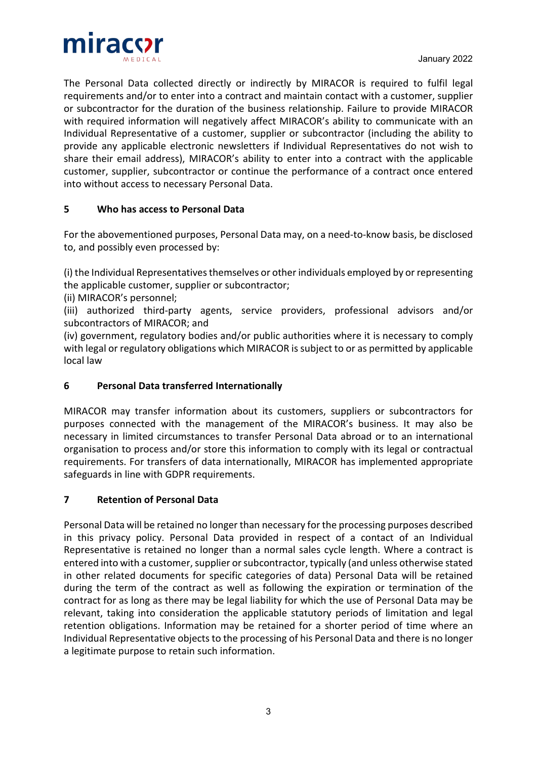The Personal Data collected directly or indirectly by MIRACOR is required to fulfil legal requirements and/or to enter into a contract and maintain contact with a customer, supplier or subcontractor for the duration of the business relationship. Failure to provide MIRACOR with required information will negatively affect MIRACOR's ability to communicate with an Individual Representative of a customer, supplier or subcontractor (including the ability to provide any applicable electronic newsletters if Individual Representatives do not wish to share their email address), MIRACOR's ability to enter into a contract with the applicable customer, supplier, subcontractor or continue the performance of a contract once entered into without access to necessary Personal Data.

## 5 Who has access to Personal Data

For the abovementioned purposes, Personal Data may, on a need-to-know basis, be disclosed to, and possibly even processed by:

(i) the Individual Representatives themselves or other individuals employed by or representing the applicable customer, supplier or subcontractor;
(ii) MIRACOR's personnel;
(iii) authorized third-party agents, service providers, professional advisors and/or subcontractors of MIRACOR; and
(iv) government, regulatory bodies and/or public authorities where it is necessary to comply with legal or regulatory obligations which MIRACOR is subject to or as permitted by applicable local law

## 6 Personal Data transferred Internationally

MIRACOR may transfer information about its customers, suppliers or subcontractors for purposes connected with the management of the MIRACOR's business. It may also be necessary in limited circumstances to transfer Personal Data abroad or to an international organisation to process and/or store this information to comply with its legal or contractual requirements. For transfers of data internationally, MIRACOR has implemented appropriate safeguards in line with GDPR requirements.

## 7 Retention of Personal Data

Personal Data will be retained no longer than necessary for the processing purposes described in this privacy policy. Personal Data provided in respect of a contact of an Individual Representative is retained no longer than a normal sales cycle length. Where a contract is entered into with a customer, supplier or subcontractor, typically (and unless otherwise stated in other related documents for specific categories of data) Personal Data will be retained during the term of the contract as well as following the expiration or termination of the contract for as long as there may be legal liability for which the use of Personal Data may be relevant, taking into consideration the applicable statutory periods of limitation and legal retention obligations. Information may be retained for a shorter period of time where an Individual Representative objects to the processing of his Personal Data and there is no longer a legitimate purpose to retain such information.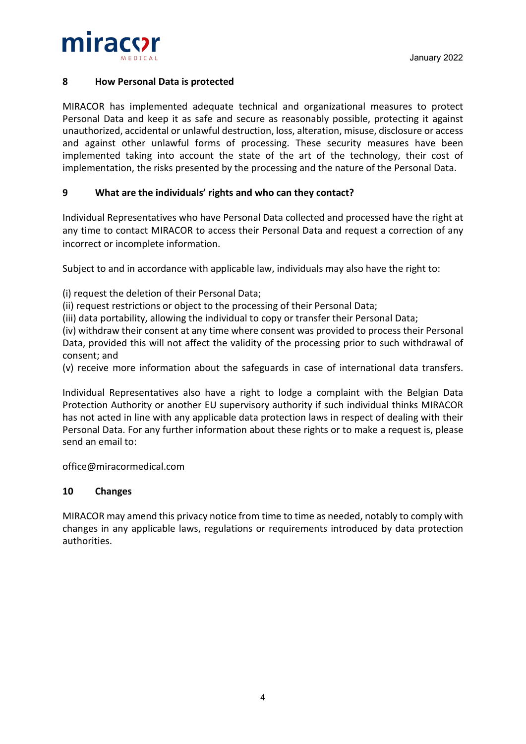## 8 How Personal Data is protected

MIRACOR has implemented adequate technical and organizational measures to protect Personal Data and keep it as safe and secure as reasonably possible, protecting it against unauthorized, accidental or unlawful destruction, loss, alteration, misuse, disclosure or access and against other unlawful forms of processing. These security measures have been implemented taking into account the state of the art of the technology, their cost of implementation, the risks presented by the processing and the nature of the Personal Data.

## 9 What are the individuals' rights and who can they contact?

Individual Representatives who have Personal Data collected and processed have the right at any time to contact MIRACOR to access their Personal Data and request a correction of any incorrect or incomplete information.

Subject to and in accordance with applicable law, individuals may also have the right to:

(i) request the deletion of their Personal Data;
(ii) request restrictions or object to the processing of their Personal Data;
(iii) data portability, allowing the individual to copy or transfer their Personal Data;
(iv) withdraw their consent at any time where consent was provided to process their Personal Data, provided this will not affect the validity of the processing prior to such withdrawal of consent; and
(v) receive more information about the safeguards in case of international data transfers.

Individual Representatives also have a right to lodge a complaint with the Belgian Data Protection Authority or another EU supervisory authority if such individual thinks MIRACOR has not acted in line with any applicable data protection laws in respect of dealing with their Personal Data. For any further information about these rights or to make a request is, please send an email to:

office@miracormedical.com

## 10 Changes

MIRACOR may amend this privacy notice from time to time as needed, notably to comply with changes in any applicable laws, regulations or requirements introduced by data protection authorities.